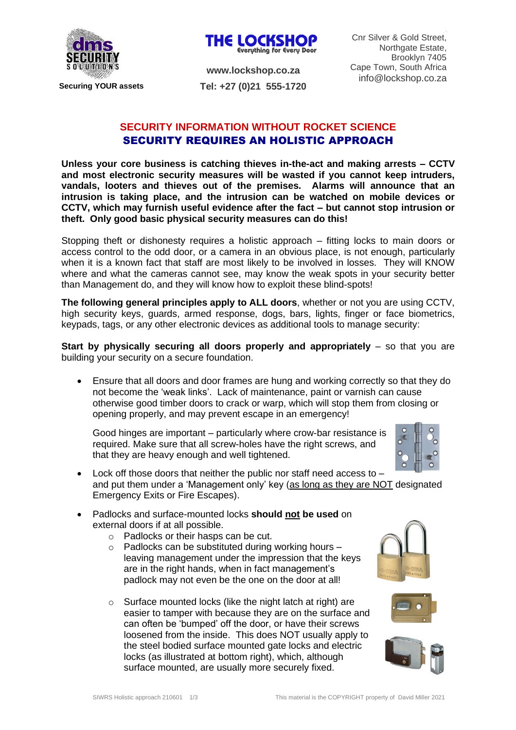**Securing YOUR assets**

**www.lockshop.co.za**
**Tel: +27 (0)21 555-1720**

Cnr Silver & Gold Street,
Northgate Estate,
Brooklyn 7405
Cape Town, South Africa
info@lockshop.co.za

## SECURITY INFORMATION WITHOUT ROCKET SCIENCE
## SECURITY REQUIRES AN HOLISTIC APPROACH

**Unless your core business is catching thieves in-the-act and making arrests – CCTV and most electronic security measures will be wasted if you cannot keep intruders, vandals, looters and thieves out of the premises. Alarms will announce that an intrusion is taking place, and the intrusion can be watched on mobile devices or CCTV, which may furnish useful evidence after the fact – but cannot stop intrusion or theft. Only good basic physical security measures can do this!**

Stopping theft or dishonesty requires a holistic approach – fitting locks to main doors or access control to the odd door, or a camera in an obvious place, is not enough, particularly when it is a known fact that staff are most likely to be involved in losses. They will KNOW where and what the cameras cannot see, may know the weak spots in your security better than Management do, and they will know how to exploit these blind-spots!

**The following general principles apply to ALL doors**, whether or not you are using CCTV, high security keys, guards, armed response, dogs, bars, lights, finger or face biometrics, keypads, tags, or any other electronic devices as additional tools to manage security:

**Start by physically securing all doors properly and appropriately** – so that you are building your security on a secure foundation.

- Ensure that all doors and door frames are hung and working correctly so that they do not become the 'weak links'. Lack of maintenance, paint or varnish can cause otherwise good timber doors to crack or warp, which will stop them from closing or opening properly, and may prevent escape in an emergency!

  Good hinges are important – particularly where crow-bar resistance is required. Make sure that all screw-holes have the right screws, and that they are heavy enough and well tightened.

- Lock off those doors that neither the public nor staff need access to – and put them under a 'Management only' key (as long as they are NOT designated Emergency Exits or Fire Escapes).

- Padlocks and surface-mounted locks **should not be used** on external doors if at all possible.
  - Padlocks or their hasps can be cut.
  - Padlocks can be substituted during working hours – leaving management under the impression that the keys are in the right hands, when in fact management's padlock may not even be the one on the door at all!
  - Surface mounted locks (like the night latch at right) are easier to tamper with because they are on the surface and can often be 'bumped' off the door, or have their screws loosened from the inside. This does NOT usually apply to the steel bodied surface mounted gate locks and electric locks (as illustrated at bottom right), which, although surface mounted, are usually more securely fixed.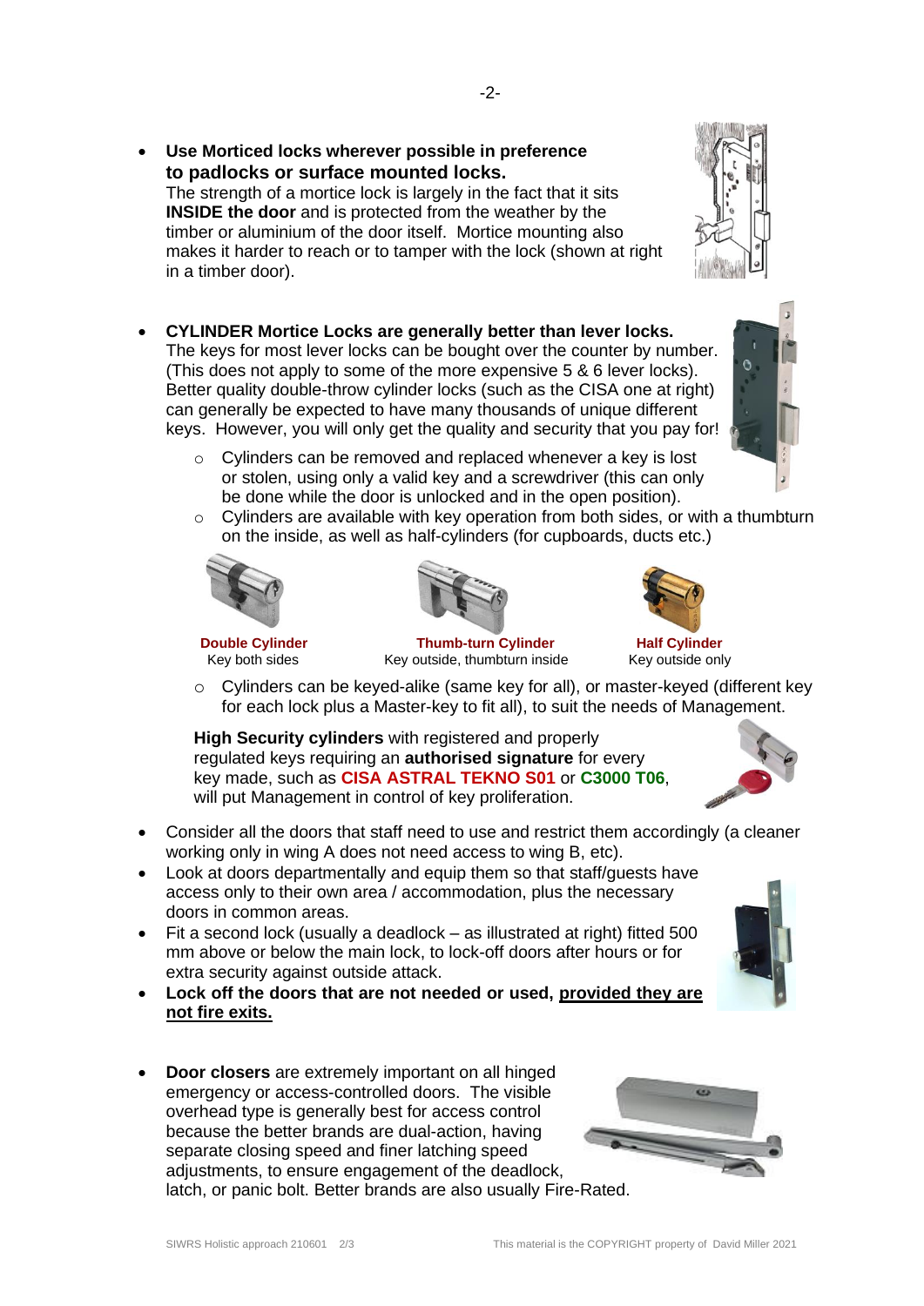- **Use Morticed locks wherever possible in preference to padlocks or surface mounted locks.**
  The strength of a mortice lock is largely in the fact that it sits **INSIDE the door** and is protected from the weather by the timber or aluminium of the door itself. Mortice mounting also makes it harder to reach or to tamper with the lock (shown at right in a timber door).

- **CYLINDER Mortice Locks are generally better than lever locks.**
  The keys for most lever locks can be bought over the counter by number. (This does not apply to some of the more expensive 5 & 6 lever locks). Better quality double-throw cylinder locks (such as the CISA one at right) can generally be expected to have many thousands of unique different keys. However, you will only get the quality and security that you pay for!
  - Cylinders can be removed and replaced whenever a key is lost or stolen, using only a valid key and a screwdriver (this can only be done while the door is unlocked and in the open position).
  - Cylinders are available with key operation from both sides, or with a thumbturn on the inside, as well as half-cylinders (for cupboards, ducts etc.)

**Double Cylinder**
Key both sides

**Thumb-turn Cylinder**
Key outside, thumbturn inside

**Half Cylinder**
Key outside only

  - Cylinders can be keyed-alike (same key for all), or master-keyed (different key for each lock plus a Master-key to fit all), to suit the needs of Management.

  **High Security cylinders** with registered and properly regulated keys requiring an **authorised signature** for every key made, such as **CISA ASTRAL TEKNO S01** or **C3000 T06**, will put Management in control of key proliferation.

- Consider all the doors that staff need to use and restrict them accordingly (a cleaner working only in wing A does not need access to wing B, etc).
- Look at doors departmentally and equip them so that staff/guests have access only to their own area / accommodation, plus the necessary doors in common areas.
- Fit a second lock (usually a deadlock – as illustrated at right) fitted 500 mm above or below the main lock, to lock-off doors after hours or for extra security against outside attack.
- **Lock off the doors that are not needed or used, provided they are not fire exits.**

- **Door closers** are extremely important on all hinged emergency or access-controlled doors. The visible overhead type is generally best for access control because the better brands are dual-action, having separate closing speed and finer latching speed adjustments, to ensure engagement of the deadlock, latch, or panic bolt. Better brands are also usually Fire-Rated.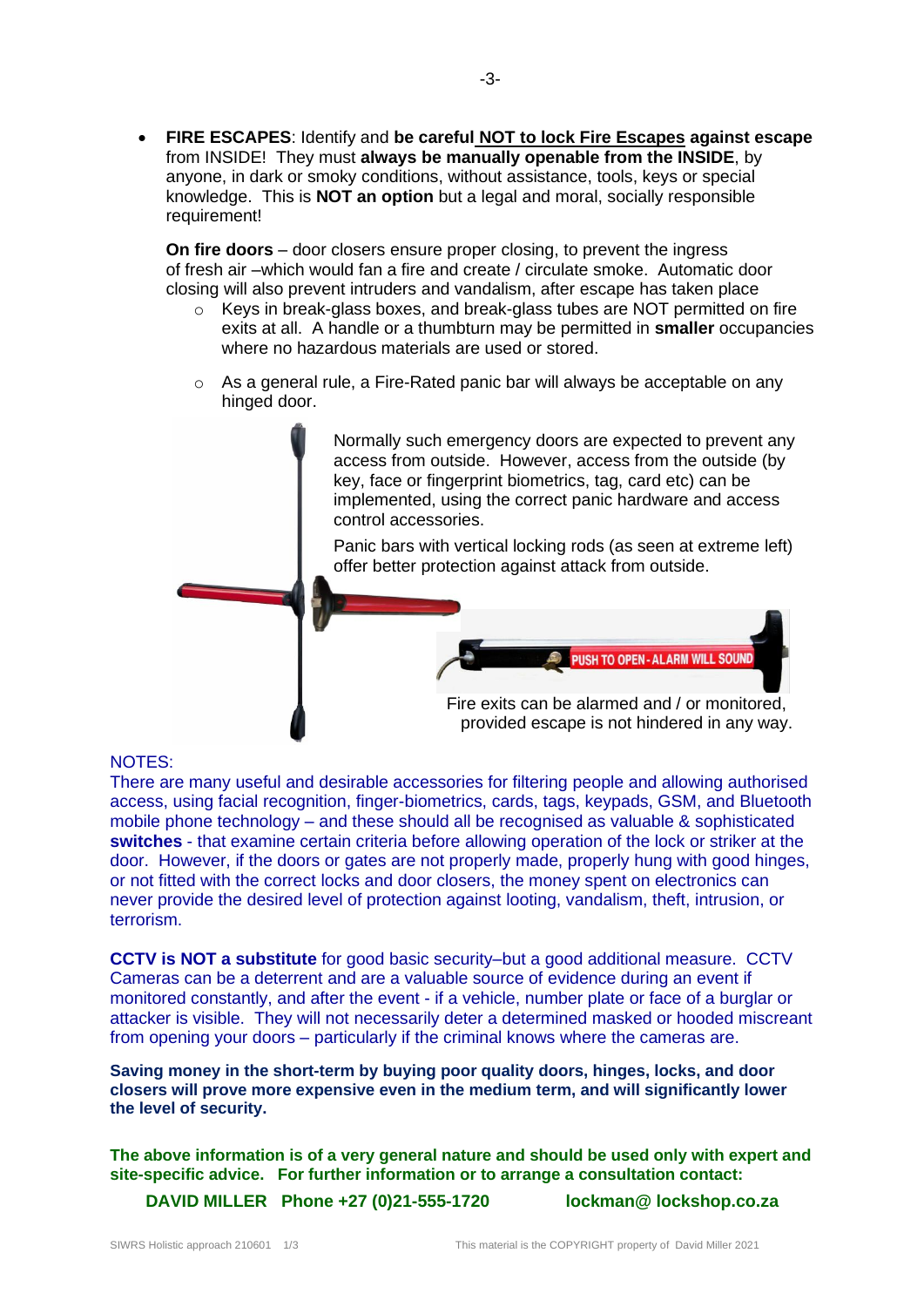- **FIRE ESCAPES**: Identify and **be careful NOT to lock Fire Escapes against escape** from INSIDE! They must **always be manually openable from the INSIDE**, by anyone, in dark or smoky conditions, without assistance, tools, keys or special knowledge. This is **NOT an option** but a legal and moral, socially responsible requirement!

  **On fire doors** – door closers ensure proper closing, to prevent the ingress of fresh air –which would fan a fire and create / circulate smoke. Automatic door closing will also prevent intruders and vandalism, after escape has taken place

  - Keys in break-glass boxes, and break-glass tubes are NOT permitted on fire exits at all. A handle or a thumbturn may be permitted in **smaller** occupancies where no hazardous materials are used or stored.
  - As a general rule, a Fire-Rated panic bar will always be acceptable on any hinged door.

Normally such emergency doors are expected to prevent any access from outside. However, access from the outside (by key, face or fingerprint biometrics, tag, card etc) can be implemented, using the correct panic hardware and access control accessories.

Panic bars with vertical locking rods (as seen at extreme left) offer better protection against attack from outside.

PUSH TO OPEN - ALARM WILL SOUND

Fire exits can be alarmed and / or monitored, provided escape is not hindered in any way.

NOTES:
There are many useful and desirable accessories for filtering people and allowing authorised access, using facial recognition, finger-biometrics, cards, tags, keypads, GSM, and Bluetooth mobile phone technology – and these should all be recognised as valuable & sophisticated **switches** - that examine certain criteria before allowing operation of the lock or striker at the door. However, if the doors or gates are not properly made, properly hung with good hinges, or not fitted with the correct locks and door closers, the money spent on electronics can never provide the desired level of protection against looting, vandalism, theft, intrusion, or terrorism.

**CCTV is NOT a substitute** for good basic security–but a good additional measure. CCTV Cameras can be a deterrent and are a valuable source of evidence during an event if monitored constantly, and after the event - if a vehicle, number plate or face of a burglar or attacker is visible. They will not necessarily deter a determined masked or hooded miscreant from opening your doors – particularly if the criminal knows where the cameras are.

**Saving money in the short-term by buying poor quality doors, hinges, locks, and door closers will prove more expensive even in the medium term, and will significantly lower the level of security.**

**The above information is of a very general nature and should be used only with expert and site-specific advice. For further information or to arrange a consultation contact:**

**DAVID MILLER Phone +27 (0)21-555-1720 lockman@ lockshop.co.za**

SIWRS Holistic approach 210601 This material is the COPYRIGHT property of David Miller 2021